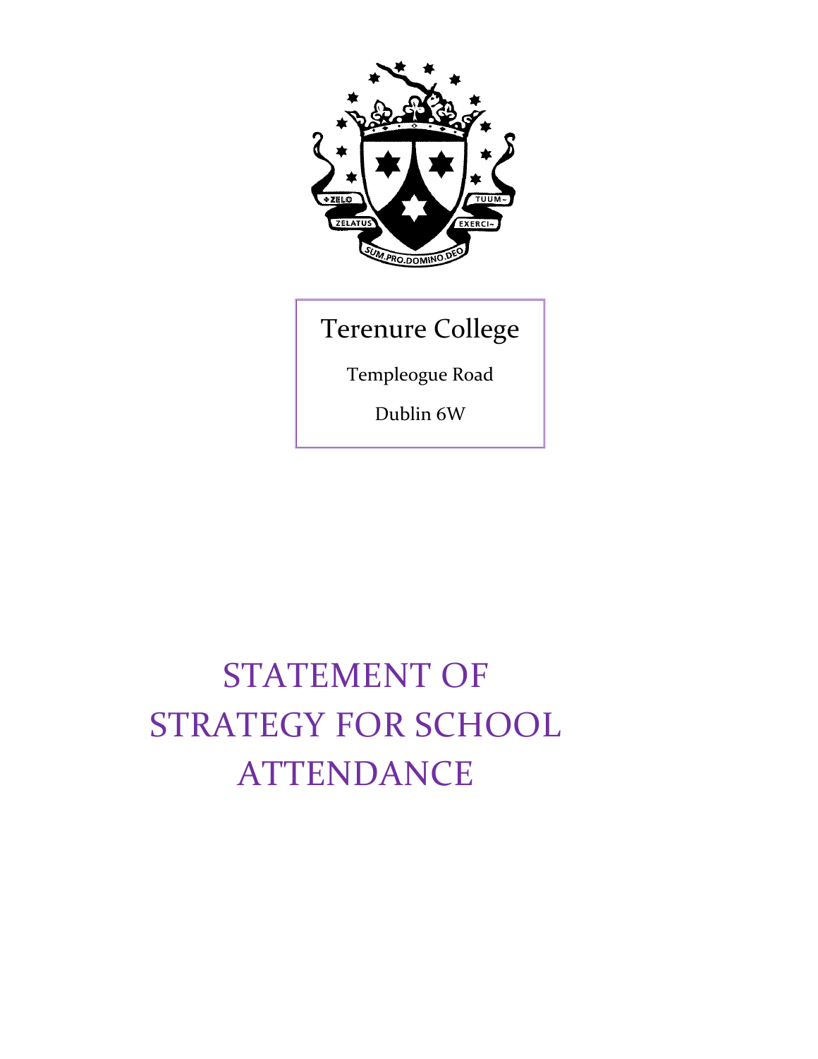Terenure College

Templeogue Road

Dublin 6W

# STATEMENT OF STRATEGY FOR SCHOOL ATTENDANCE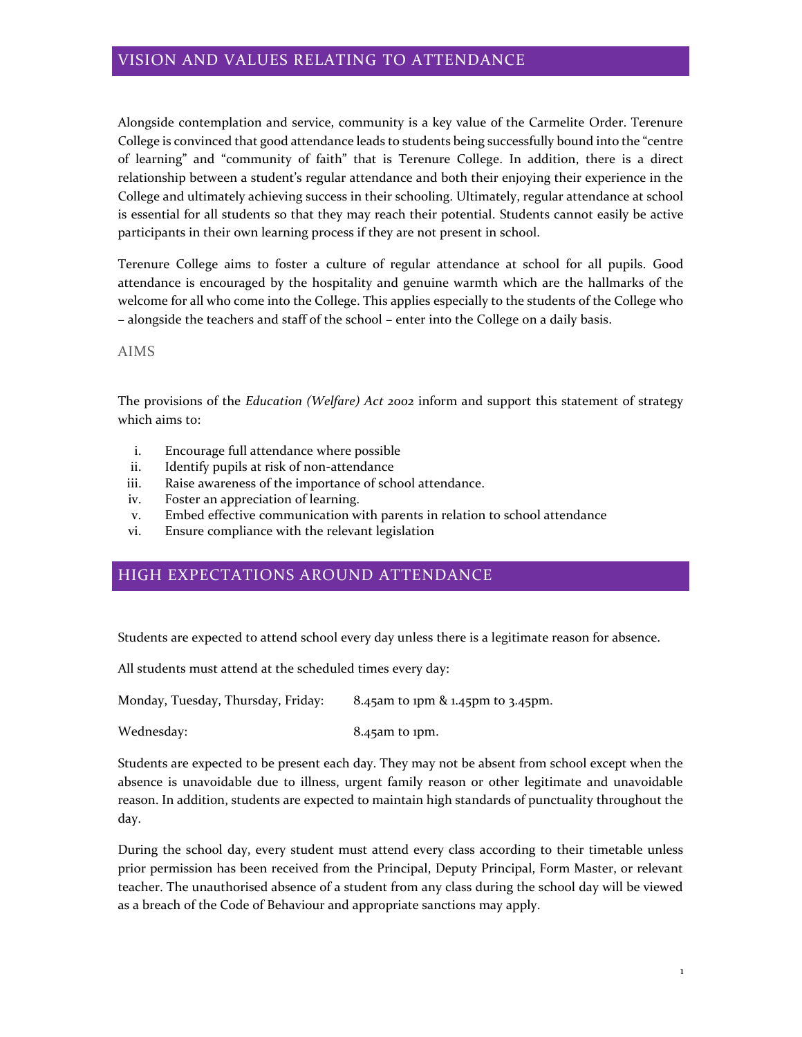## VISION AND VALUES RELATING TO ATTENDANCE

Alongside contemplation and service, community is a key value of the Carmelite Order. Terenure College is convinced that good attendance leads to students being successfully bound into the "centre of learning" and "community of faith" that is Terenure College. In addition, there is a direct relationship between a student's regular attendance and both their enjoying their experience in the College and ultimately achieving success in their schooling. Ultimately, regular attendance at school is essential for all students so that they may reach their potential. Students cannot easily be active participants in their own learning process if they are not present in school.

Terenure College aims to foster a culture of regular attendance at school for all pupils. Good attendance is encouraged by the hospitality and genuine warmth which are the hallmarks of the welcome for all who come into the College. This applies especially to the students of the College who – alongside the teachers and staff of the school – enter into the College on a daily basis.

### AIMS

The provisions of the *Education (Welfare) Act 2002* inform and support this statement of strategy which aims to:

i. Encourage full attendance where possible
ii. Identify pupils at risk of non-attendance
iii. Raise awareness of the importance of school attendance.
iv. Foster an appreciation of learning.
v. Embed effective communication with parents in relation to school attendance
vi. Ensure compliance with the relevant legislation

## HIGH EXPECTATIONS AROUND ATTENDANCE

Students are expected to attend school every day unless there is a legitimate reason for absence.

All students must attend at the scheduled times every day:

Monday, Tuesday, Thursday, Friday: 8.45am to 1pm & 1.45pm to 3.45pm.

Wednesday: 8.45am to 1pm.

Students are expected to be present each day. They may not be absent from school except when the absence is unavoidable due to illness, urgent family reason or other legitimate and unavoidable reason. In addition, students are expected to maintain high standards of punctuality throughout the day.

During the school day, every student must attend every class according to their timetable unless prior permission has been received from the Principal, Deputy Principal, Form Master, or relevant teacher. The unauthorised absence of a student from any class during the school day will be viewed as a breach of the Code of Behaviour and appropriate sanctions may apply.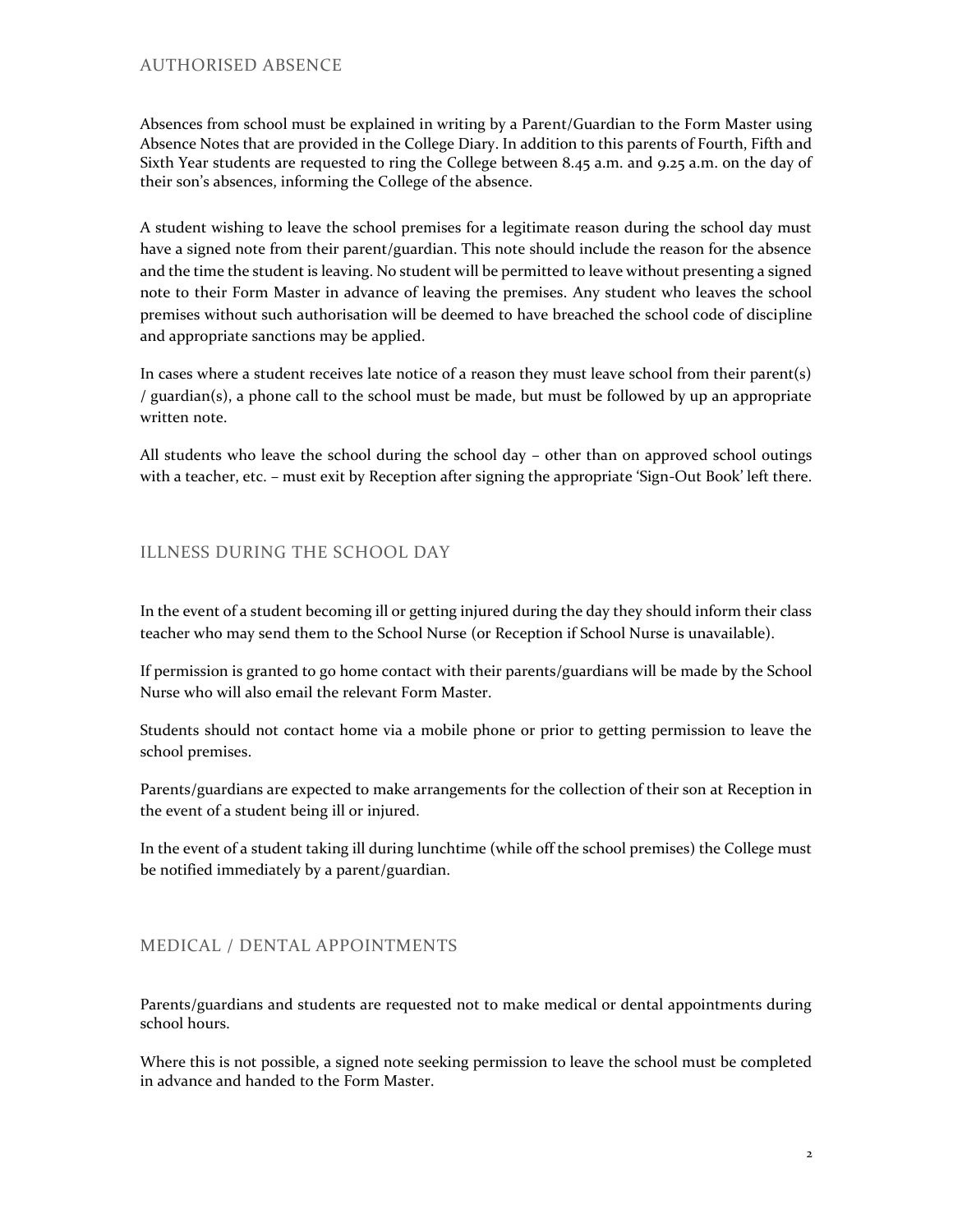## AUTHORISED ABSENCE

Absences from school must be explained in writing by a Parent/Guardian to the Form Master using Absence Notes that are provided in the College Diary. In addition to this parents of Fourth, Fifth and Sixth Year students are requested to ring the College between 8.45 a.m. and 9.25 a.m. on the day of their son's absences, informing the College of the absence.

A student wishing to leave the school premises for a legitimate reason during the school day must have a signed note from their parent/guardian. This note should include the reason for the absence and the time the student is leaving. No student will be permitted to leave without presenting a signed note to their Form Master in advance of leaving the premises. Any student who leaves the school premises without such authorisation will be deemed to have breached the school code of discipline and appropriate sanctions may be applied.

In cases where a student receives late notice of a reason they must leave school from their parent(s) / guardian(s), a phone call to the school must be made, but must be followed by up an appropriate written note.

All students who leave the school during the school day – other than on approved school outings with a teacher, etc. – must exit by Reception after signing the appropriate 'Sign-Out Book' left there.

## ILLNESS DURING THE SCHOOL DAY

In the event of a student becoming ill or getting injured during the day they should inform their class teacher who may send them to the School Nurse (or Reception if School Nurse is unavailable).

If permission is granted to go home contact with their parents/guardians will be made by the School Nurse who will also email the relevant Form Master.

Students should not contact home via a mobile phone or prior to getting permission to leave the school premises.

Parents/guardians are expected to make arrangements for the collection of their son at Reception in the event of a student being ill or injured.

In the event of a student taking ill during lunchtime (while off the school premises) the College must be notified immediately by a parent/guardian.

## MEDICAL / DENTAL APPOINTMENTS

Parents/guardians and students are requested not to make medical or dental appointments during school hours.

Where this is not possible, a signed note seeking permission to leave the school must be completed in advance and handed to the Form Master.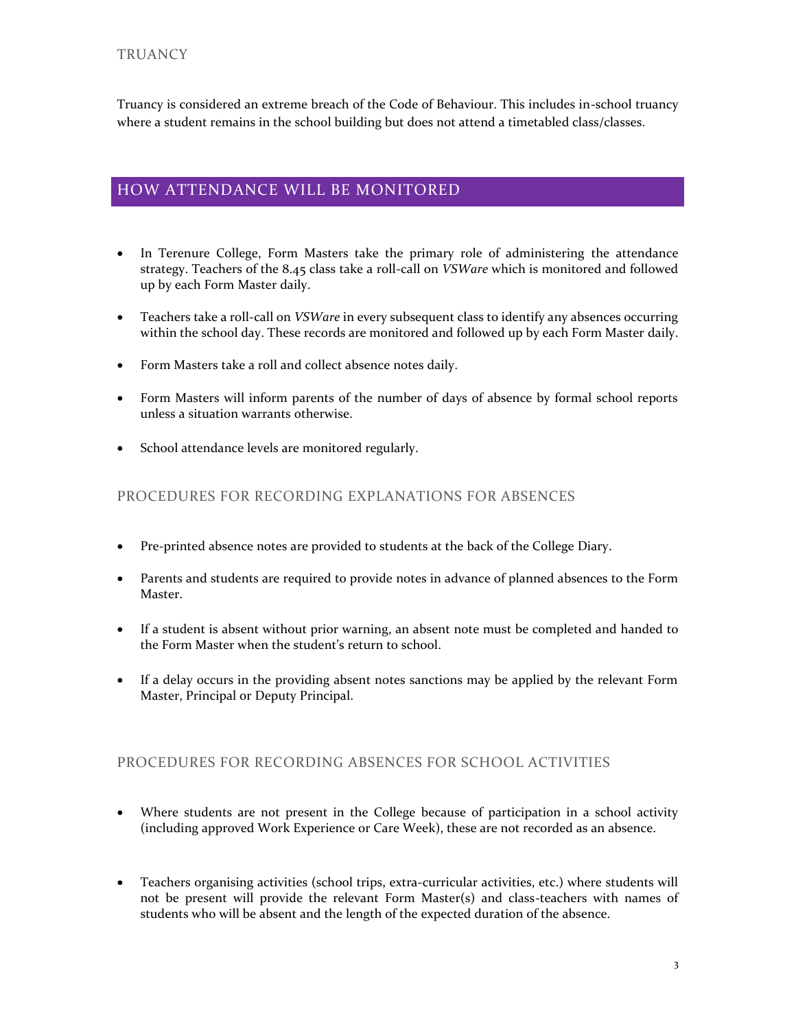## TRUANCY

Truancy is considered an extreme breach of the Code of Behaviour. This includes in-school truancy where a student remains in the school building but does not attend a timetabled class/classes.

## HOW ATTENDANCE WILL BE MONITORED

- In Terenure College, Form Masters take the primary role of administering the attendance strategy. Teachers of the 8.45 class take a roll-call on *VSWare* which is monitored and followed up by each Form Master daily.
- Teachers take a roll-call on *VSWare* in every subsequent class to identify any absences occurring within the school day. These records are monitored and followed up by each Form Master daily.
- Form Masters take a roll and collect absence notes daily.
- Form Masters will inform parents of the number of days of absence by formal school reports unless a situation warrants otherwise.
- School attendance levels are monitored regularly.

### PROCEDURES FOR RECORDING EXPLANATIONS FOR ABSENCES

- Pre-printed absence notes are provided to students at the back of the College Diary.
- Parents and students are required to provide notes in advance of planned absences to the Form Master.
- If a student is absent without prior warning, an absent note must be completed and handed to the Form Master when the student's return to school.
- If a delay occurs in the providing absent notes sanctions may be applied by the relevant Form Master, Principal or Deputy Principal.

### PROCEDURES FOR RECORDING ABSENCES FOR SCHOOL ACTIVITIES

- Where students are not present in the College because of participation in a school activity (including approved Work Experience or Care Week), these are not recorded as an absence.
- Teachers organising activities (school trips, extra-curricular activities, etc.) where students will not be present will provide the relevant Form Master(s) and class-teachers with names of students who will be absent and the length of the expected duration of the absence.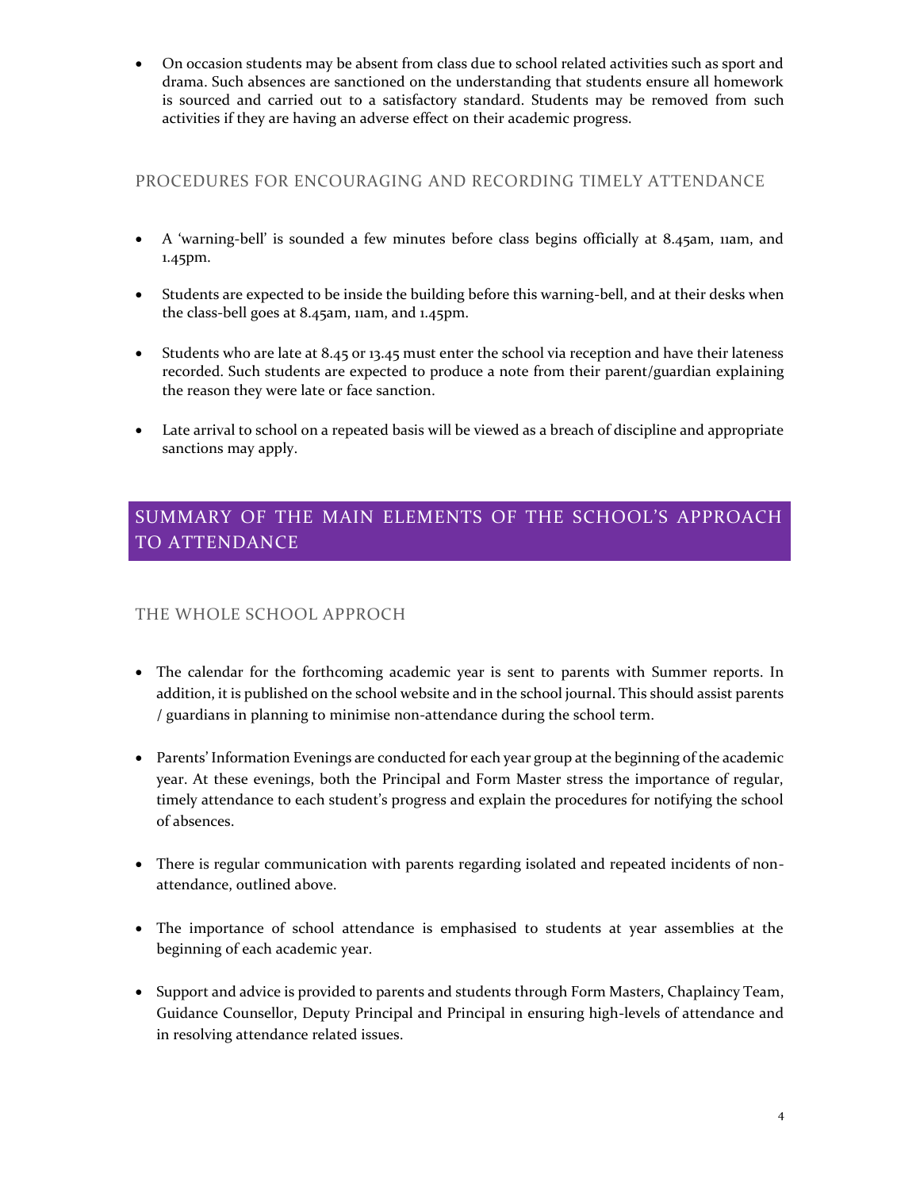- On occasion students may be absent from class due to school related activities such as sport and drama. Such absences are sanctioned on the understanding that students ensure all homework is sourced and carried out to a satisfactory standard. Students may be removed from such activities if they are having an adverse effect on their academic progress.

### PROCEDURES FOR ENCOURAGING AND RECORDING TIMELY ATTENDANCE

- A 'warning-bell' is sounded a few minutes before class begins officially at 8.45am, 11am, and 1.45pm.

- Students are expected to be inside the building before this warning-bell, and at their desks when the class-bell goes at 8.45am, 11am, and 1.45pm.

- Students who are late at 8.45 or 13.45 must enter the school via reception and have their lateness recorded. Such students are expected to produce a note from their parent/guardian explaining the reason they were late or face sanction.

- Late arrival to school on a repeated basis will be viewed as a breach of discipline and appropriate sanctions may apply.

## SUMMARY OF THE MAIN ELEMENTS OF THE SCHOOL'S APPROACH TO ATTENDANCE

### THE WHOLE SCHOOL APPROCH

- The calendar for the forthcoming academic year is sent to parents with Summer reports. In addition, it is published on the school website and in the school journal. This should assist parents / guardians in planning to minimise non-attendance during the school term.

- Parents' Information Evenings are conducted for each year group at the beginning of the academic year. At these evenings, both the Principal and Form Master stress the importance of regular, timely attendance to each student's progress and explain the procedures for notifying the school of absences.

- There is regular communication with parents regarding isolated and repeated incidents of non-attendance, outlined above.

- The importance of school attendance is emphasised to students at year assemblies at the beginning of each academic year.

- Support and advice is provided to parents and students through Form Masters, Chaplaincy Team, Guidance Counsellor, Deputy Principal and Principal in ensuring high-levels of attendance and in resolving attendance related issues.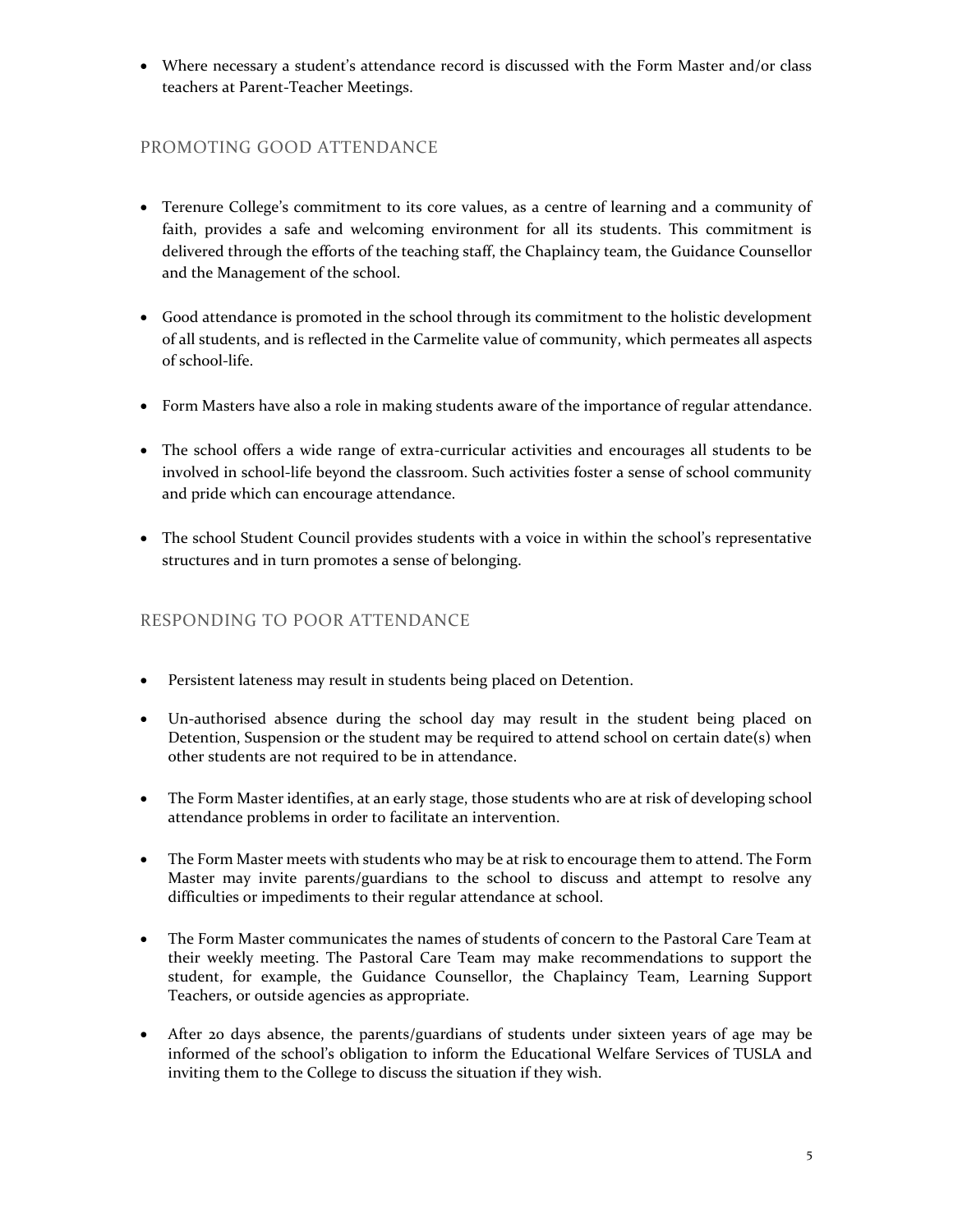- Where necessary a student's attendance record is discussed with the Form Master and/or class teachers at Parent-Teacher Meetings.

## PROMOTING GOOD ATTENDANCE

- Terenure College's commitment to its core values, as a centre of learning and a community of faith, provides a safe and welcoming environment for all its students. This commitment is delivered through the efforts of the teaching staff, the Chaplaincy team, the Guidance Counsellor and the Management of the school.
- Good attendance is promoted in the school through its commitment to the holistic development of all students, and is reflected in the Carmelite value of community, which permeates all aspects of school-life.
- Form Masters have also a role in making students aware of the importance of regular attendance.
- The school offers a wide range of extra-curricular activities and encourages all students to be involved in school-life beyond the classroom. Such activities foster a sense of school community and pride which can encourage attendance.
- The school Student Council provides students with a voice in within the school's representative structures and in turn promotes a sense of belonging.

## RESPONDING TO POOR ATTENDANCE

- Persistent lateness may result in students being placed on Detention.
- Un-authorised absence during the school day may result in the student being placed on Detention, Suspension or the student may be required to attend school on certain date(s) when other students are not required to be in attendance.
- The Form Master identifies, at an early stage, those students who are at risk of developing school attendance problems in order to facilitate an intervention.
- The Form Master meets with students who may be at risk to encourage them to attend. The Form Master may invite parents/guardians to the school to discuss and attempt to resolve any difficulties or impediments to their regular attendance at school.
- The Form Master communicates the names of students of concern to the Pastoral Care Team at their weekly meeting. The Pastoral Care Team may make recommendations to support the student, for example, the Guidance Counsellor, the Chaplaincy Team, Learning Support Teachers, or outside agencies as appropriate.
- After 20 days absence, the parents/guardians of students under sixteen years of age may be informed of the school's obligation to inform the Educational Welfare Services of TUSLA and inviting them to the College to discuss the situation if they wish.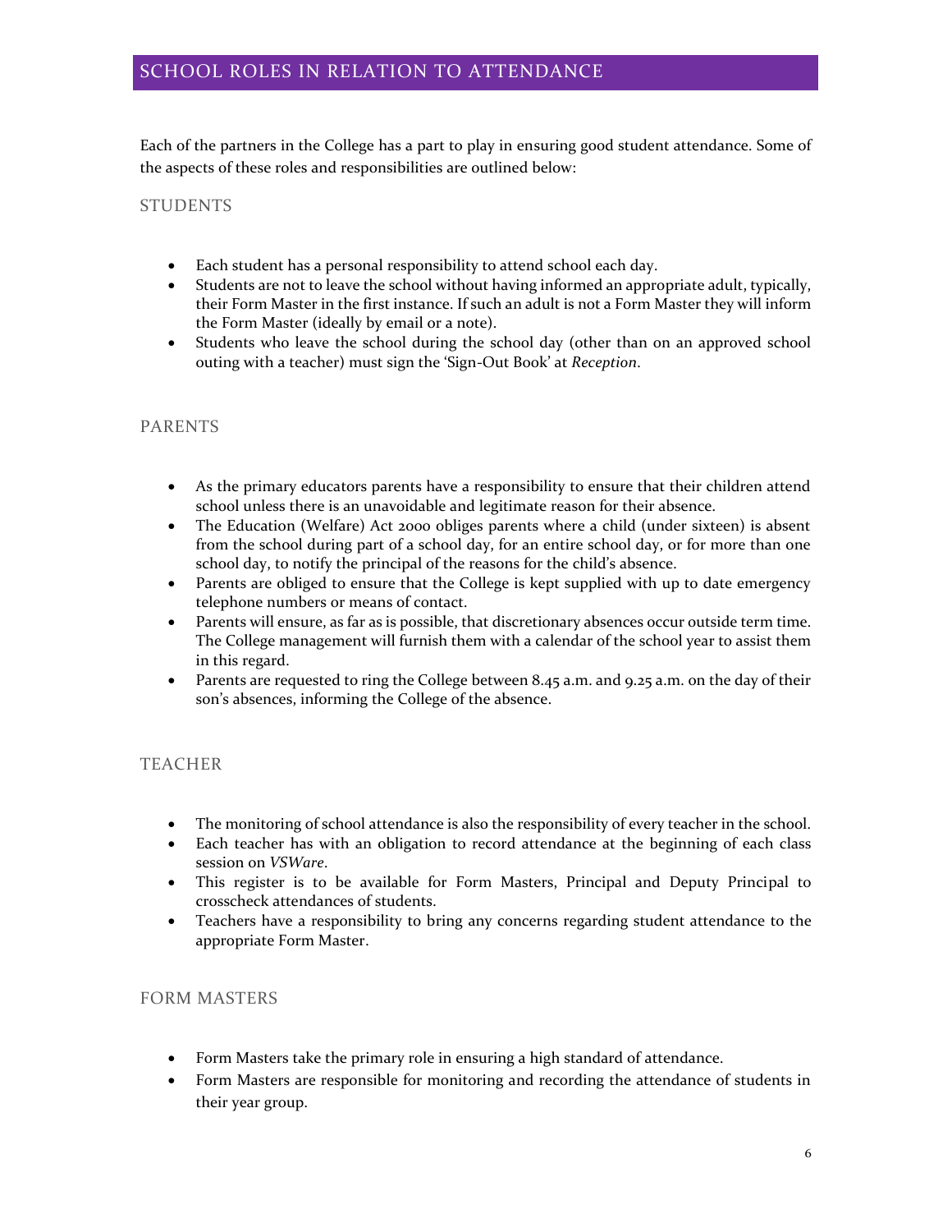## SCHOOL ROLES IN RELATION TO ATTENDANCE

Each of the partners in the College has a part to play in ensuring good student attendance. Some of the aspects of these roles and responsibilities are outlined below:

### STUDENTS

- Each student has a personal responsibility to attend school each day.
- Students are not to leave the school without having informed an appropriate adult, typically, their Form Master in the first instance. If such an adult is not a Form Master they will inform the Form Master (ideally by email or a note).
- Students who leave the school during the school day (other than on an approved school outing with a teacher) must sign the 'Sign-Out Book' at *Reception*.

### PARENTS

- As the primary educators parents have a responsibility to ensure that their children attend school unless there is an unavoidable and legitimate reason for their absence.
- The Education (Welfare) Act 2000 obliges parents where a child (under sixteen) is absent from the school during part of a school day, for an entire school day, or for more than one school day, to notify the principal of the reasons for the child's absence.
- Parents are obliged to ensure that the College is kept supplied with up to date emergency telephone numbers or means of contact.
- Parents will ensure, as far as is possible, that discretionary absences occur outside term time. The College management will furnish them with a calendar of the school year to assist them in this regard.
- Parents are requested to ring the College between 8.45 a.m. and 9.25 a.m. on the day of their son's absences, informing the College of the absence.

### TEACHER

- The monitoring of school attendance is also the responsibility of every teacher in the school.
- Each teacher has with an obligation to record attendance at the beginning of each class session on *VSWare*.
- This register is to be available for Form Masters, Principal and Deputy Principal to crosscheck attendances of students.
- Teachers have a responsibility to bring any concerns regarding student attendance to the appropriate Form Master.

### FORM MASTERS

- Form Masters take the primary role in ensuring a high standard of attendance.
- Form Masters are responsible for monitoring and recording the attendance of students in their year group.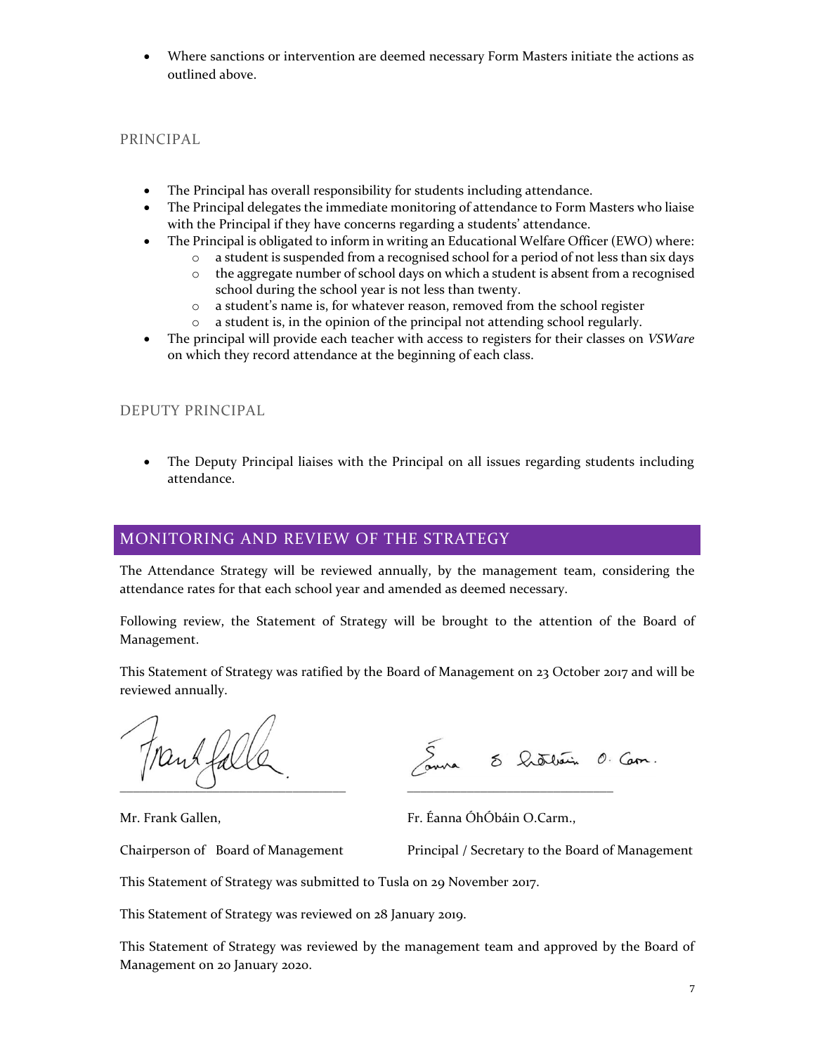- Where sanctions or intervention are deemed necessary Form Masters initiate the actions as outlined above.

### PRINCIPAL

- The Principal has overall responsibility for students including attendance.
- The Principal delegates the immediate monitoring of attendance to Form Masters who liaise with the Principal if they have concerns regarding a students' attendance.
- The Principal is obligated to inform in writing an Educational Welfare Officer (EWO) where:
    - a student is suspended from a recognised school for a period of not less than six days
    - the aggregate number of school days on which a student is absent from a recognised school during the school year is not less than twenty.
    - a student's name is, for whatever reason, removed from the school register
    - a student is, in the opinion of the principal not attending school regularly.
- The principal will provide each teacher with access to registers for their classes on *VSWare* on which they record attendance at the beginning of each class.

### DEPUTY PRINCIPAL

- The Deputy Principal liaises with the Principal on all issues regarding students including attendance.

## MONITORING AND REVIEW OF THE STRATEGY

The Attendance Strategy will be reviewed annually, by the management team, considering the attendance rates for that each school year and amended as deemed necessary.

Following review, the Statement of Strategy will be brought to the attention of the Board of Management.

This Statement of Strategy was ratified by the Board of Management on 23 October 2017 and will be reviewed annually.

Mr. Frank Gallen,

Chairperson of Board of Management

Fr. Éanna ÓhÓbáin O.Carm.,

Principal / Secretary to the Board of Management

This Statement of Strategy was submitted to Tusla on 29 November 2017.

This Statement of Strategy was reviewed on 28 January 2019.

This Statement of Strategy was reviewed by the management team and approved by the Board of Management on 20 January 2020.